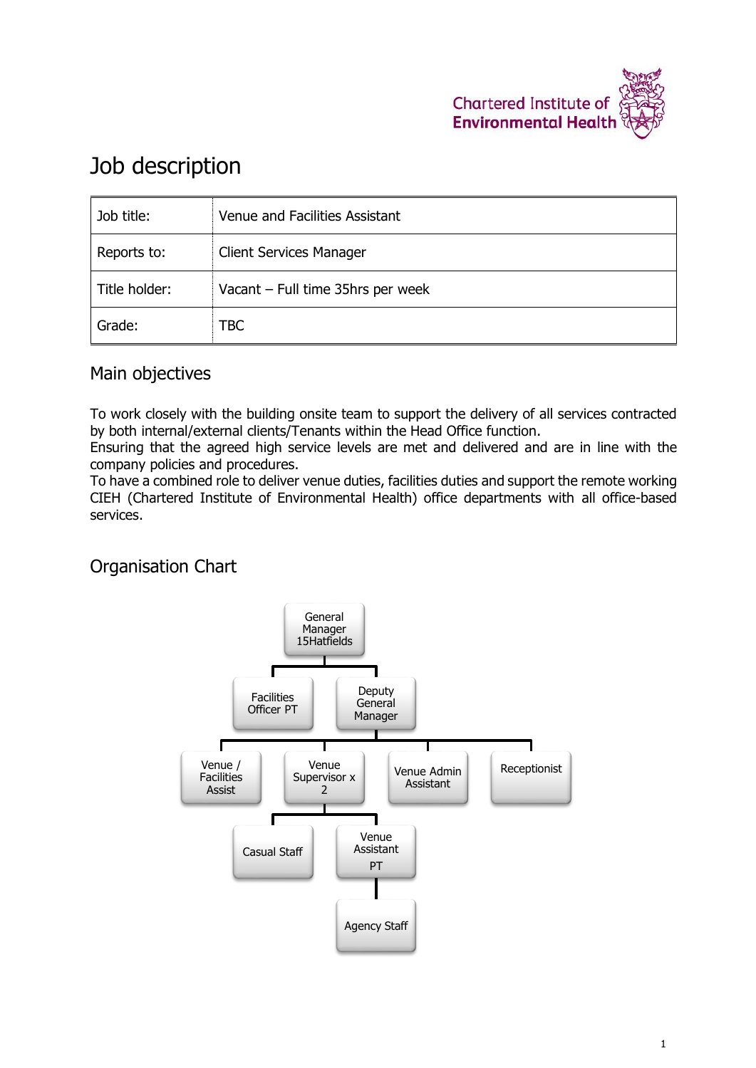Chartered Institute of Environmental Health

# Job description

| Job title: | Venue and Facilities Assistant |
|---|---|
| Reports to: | Client Services Manager |
| Title holder: | Vacant – Full time 35hrs per week |
| Grade: | TBC |

## Main objectives

To work closely with the building onsite team to support the delivery of all services contracted by both internal/external clients/Tenants within the Head Office function.
Ensuring that the agreed high service levels are met and delivered and are in line with the company policies and procedures.
To have a combined role to deliver venue duties, facilities duties and support the remote working CIEH (Chartered Institute of Environmental Health) office departments with all office-based services.

## Organisation Chart

- General Manager 15Hatfields
  - Facilities Officer PT
  - Deputy General Manager
    - Venue / Facilities Assist
    - Venue Supervisor x 2
      - Casual Staff
      - Venue Assistant PT
        - Agency Staff
    - Venue Admin Assistant
    - Receptionist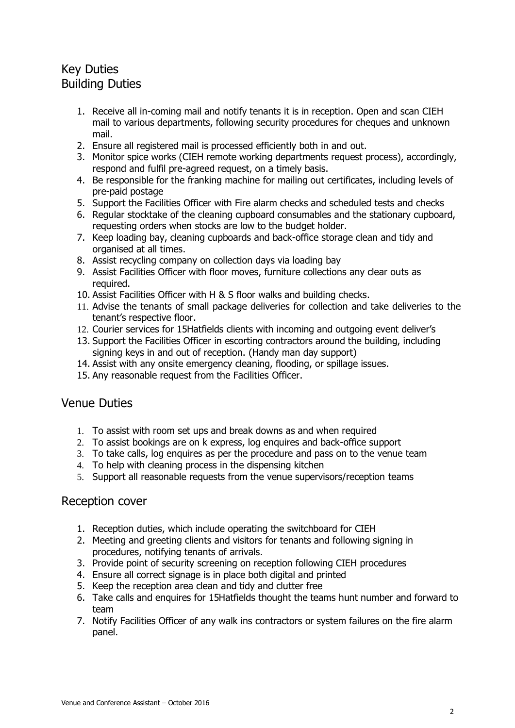## Key Duties

## Building Duties

1. Receive all in-coming mail and notify tenants it is in reception. Open and scan CIEH mail to various departments, following security procedures for cheques and unknown mail.
2. Ensure all registered mail is processed efficiently both in and out.
3. Monitor spice works (CIEH remote working departments request process), accordingly, respond and fulfil pre-agreed request, on a timely basis.
4. Be responsible for the franking machine for mailing out certificates, including levels of pre-paid postage
5. Support the Facilities Officer with Fire alarm checks and scheduled tests and checks
6. Regular stocktake of the cleaning cupboard consumables and the stationary cupboard, requesting orders when stocks are low to the budget holder.
7. Keep loading bay, cleaning cupboards and back-office storage clean and tidy and organised at all times.
8. Assist recycling company on collection days via loading bay
9. Assist Facilities Officer with floor moves, furniture collections any clear outs as required.
10. Assist Facilities Officer with H & S floor walks and building checks.
11. Advise the tenants of small package deliveries for collection and take deliveries to the tenant's respective floor.
12. Courier services for 15Hatfields clients with incoming and outgoing event deliver's
13. Support the Facilities Officer in escorting contractors around the building, including signing keys in and out of reception. (Handy man day support)
14. Assist with any onsite emergency cleaning, flooding, or spillage issues.
15. Any reasonable request from the Facilities Officer.

## Venue Duties

1. To assist with room set ups and break downs as and when required
2. To assist bookings are on k express, log enquires and back-office support
3. To take calls, log enquires as per the procedure and pass on to the venue team
4. To help with cleaning process in the dispensing kitchen
5. Support all reasonable requests from the venue supervisors/reception teams

## Reception cover

1. Reception duties, which include operating the switchboard for CIEH
2. Meeting and greeting clients and visitors for tenants and following signing in procedures, notifying tenants of arrivals.
3. Provide point of security screening on reception following CIEH procedures
4. Ensure all correct signage is in place both digital and printed
5. Keep the reception area clean and tidy and clutter free
6. Take calls and enquires for 15Hatfields thought the teams hunt number and forward to team
7. Notify Facilities Officer of any walk ins contractors or system failures on the fire alarm panel.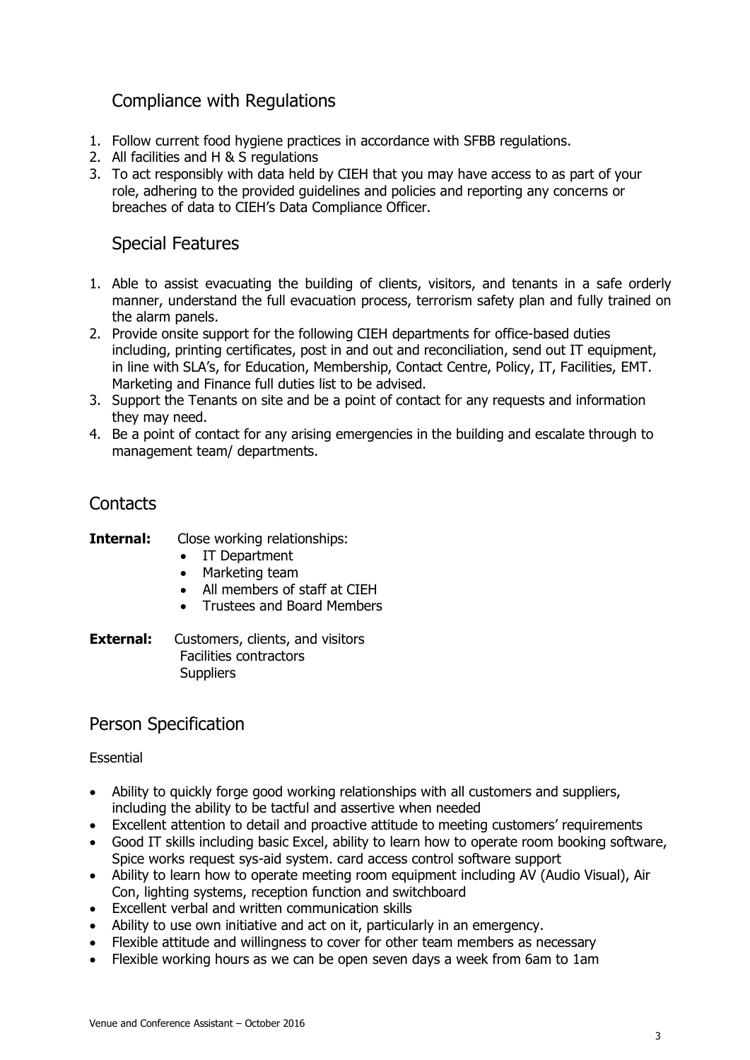## Compliance with Regulations

1. Follow current food hygiene practices in accordance with SFBB regulations.
2. All facilities and H & S regulations
3. To act responsibly with data held by CIEH that you may have access to as part of your role, adhering to the provided guidelines and policies and reporting any concerns or breaches of data to CIEH's Data Compliance Officer.

## Special Features

1. Able to assist evacuating the building of clients, visitors, and tenants in a safe orderly manner, understand the full evacuation process, terrorism safety plan and fully trained on the alarm panels.
2. Provide onsite support for the following CIEH departments for office-based duties including, printing certificates, post in and out and reconciliation, send out IT equipment, in line with SLA's, for Education, Membership, Contact Centre, Policy, IT, Facilities, EMT. Marketing and Finance full duties list to be advised.
3. Support the Tenants on site and be a point of contact for any requests and information they may need.
4. Be a point of contact for any arising emergencies in the building and escalate through to management team/ departments.

# Contacts

**Internal:** Close working relationships:

- IT Department
- Marketing team
- All members of staff at CIEH
- Trustees and Board Members

**External:** Customers, clients, and visitors
Facilities contractors
Suppliers

# Person Specification

Essential

- Ability to quickly forge good working relationships with all customers and suppliers, including the ability to be tactful and assertive when needed
- Excellent attention to detail and proactive attitude to meeting customers' requirements
- Good IT skills including basic Excel, ability to learn how to operate room booking software, Spice works request sys-aid system. card access control software support
- Ability to learn how to operate meeting room equipment including AV (Audio Visual), Air Con, lighting systems, reception function and switchboard
- Excellent verbal and written communication skills
- Ability to use own initiative and act on it, particularly in an emergency.
- Flexible attitude and willingness to cover for other team members as necessary
- Flexible working hours as we can be open seven days a week from 6am to 1am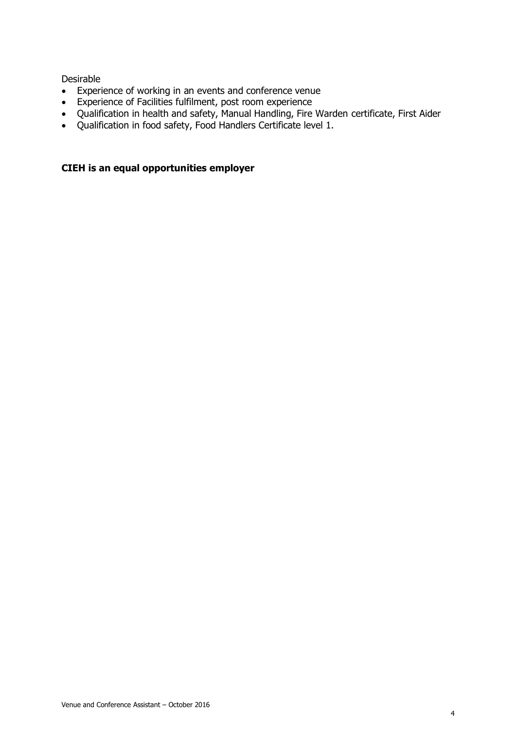Desirable

- Experience of working in an events and conference venue
- Experience of Facilities fulfilment, post room experience
- Qualification in health and safety, Manual Handling, Fire Warden certificate, First Aider
- Qualification in food safety, Food Handlers Certificate level 1.

**CIEH is an equal opportunities employer**